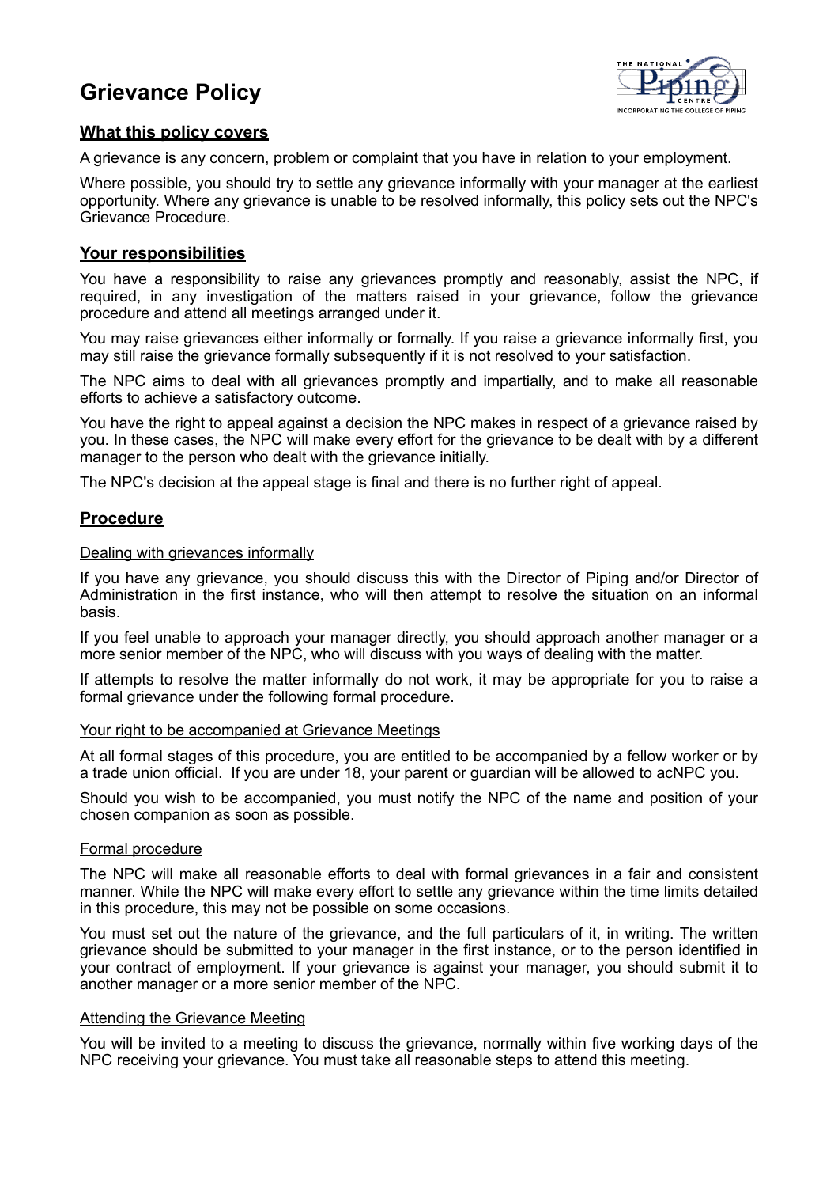# Grievance Policy

## What this policy covers

A grievance is any concern, problem or complaint that you have in relation to your employment.

Where possible, you should try to settle any grievance informally with your manager at the earliest opportunity. Where any grievance is unable to be resolved informally, this policy sets out the NPC's Grievance Procedure.

## Your responsibilities

You have a responsibility to raise any grievances promptly and reasonably, assist the NPC, if required, in any investigation of the matters raised in your grievance, follow the grievance procedure and attend all meetings arranged under it.

You may raise grievances either informally or formally. If you raise a grievance informally first, you may still raise the grievance formally subsequently if it is not resolved to your satisfaction.

The NPC aims to deal with all grievances promptly and impartially, and to make all reasonable efforts to achieve a satisfactory outcome.

You have the right to appeal against a decision the NPC makes in respect of a grievance raised by you. In these cases, the NPC will make every effort for the grievance to be dealt with by a different manager to the person who dealt with the grievance initially.

The NPC's decision at the appeal stage is final and there is no further right of appeal.

## Procedure

### Dealing with grievances informally

If you have any grievance, you should discuss this with the Director of Piping and/or Director of Administration in the first instance, who will then attempt to resolve the situation on an informal basis.

If you feel unable to approach your manager directly, you should approach another manager or a more senior member of the NPC, who will discuss with you ways of dealing with the matter.

If attempts to resolve the matter informally do not work, it may be appropriate for you to raise a formal grievance under the following formal procedure.

### Your right to be accompanied at Grievance Meetings

At all formal stages of this procedure, you are entitled to be accompanied by a fellow worker or by a trade union official. If you are under 18, your parent or guardian will be allowed to acNPC you.

Should you wish to be accompanied, you must notify the NPC of the name and position of your chosen companion as soon as possible.

### Formal procedure

The NPC will make all reasonable efforts to deal with formal grievances in a fair and consistent manner. While the NPC will make every effort to settle any grievance within the time limits detailed in this procedure, this may not be possible on some occasions.

You must set out the nature of the grievance, and the full particulars of it, in writing. The written grievance should be submitted to your manager in the first instance, or to the person identified in your contract of employment. If your grievance is against your manager, you should submit it to another manager or a more senior member of the NPC.

### Attending the Grievance Meeting

You will be invited to a meeting to discuss the grievance, normally within five working days of the NPC receiving your grievance. You must take all reasonable steps to attend this meeting.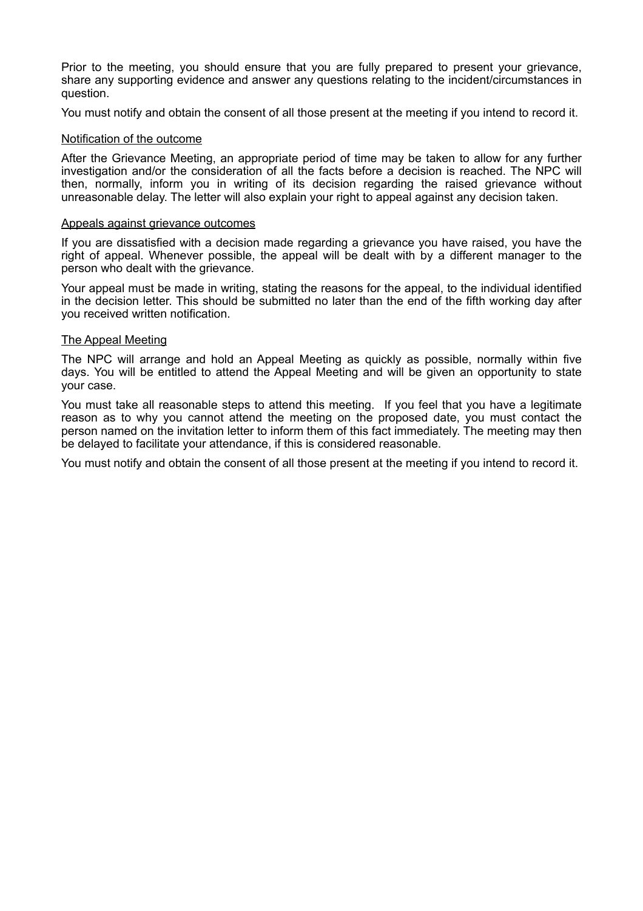Prior to the meeting, you should ensure that you are fully prepared to present your grievance, share any supporting evidence and answer any questions relating to the incident/circumstances in question.

You must notify and obtain the consent of all those present at the meeting if you intend to record it.

<u>Notification of the outcome</u>

After the Grievance Meeting, an appropriate period of time may be taken to allow for any further investigation and/or the consideration of all the facts before a decision is reached. The NPC will then, normally, inform you in writing of its decision regarding the raised grievance without unreasonable delay. The letter will also explain your right to appeal against any decision taken.

<u>Appeals against grievance outcomes</u>

If you are dissatisfied with a decision made regarding a grievance you have raised, you have the right of appeal. Whenever possible, the appeal will be dealt with by a different manager to the person who dealt with the grievance.

Your appeal must be made in writing, stating the reasons for the appeal, to the individual identified in the decision letter. This should be submitted no later than the end of the fifth working day after you received written notification.

<u>The Appeal Meeting</u>

The NPC will arrange and hold an Appeal Meeting as quickly as possible, normally within five days. You will be entitled to attend the Appeal Meeting and will be given an opportunity to state your case.

You must take all reasonable steps to attend this meeting. If you feel that you have a legitimate reason as to why you cannot attend the meeting on the proposed date, you must contact the person named on the invitation letter to inform them of this fact immediately. The meeting may then be delayed to facilitate your attendance, if this is considered reasonable.

You must notify and obtain the consent of all those present at the meeting if you intend to record it.